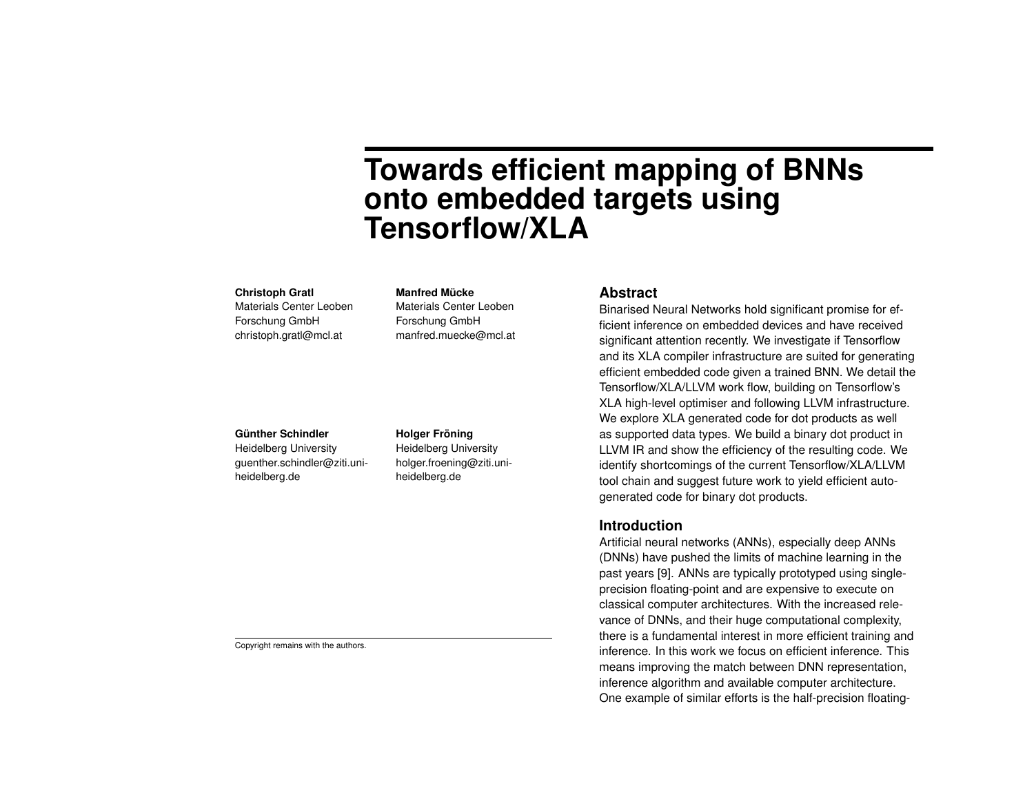# Towards efficient mapping of BNNs onto embedded targets using Tensorflow/XLA

**Christoph Gratl**
Materials Center Leoben Forschung GmbH
christoph.gratl@mcl.at

**Manfred Mücke**
Materials Center Leoben Forschung GmbH
manfred.muecke@mcl.at

**Günther Schindler**
Heidelberg University
guenther.schindler@ziti.uni-heidelberg.de

**Holger Fröning**
Heidelberg University
holger.froening@ziti.uni-heidelberg.de

Copyright remains with the authors.

## Abstract

Binarised Neural Networks hold significant promise for efficient inference on embedded devices and have received significant attention recently. We investigate if Tensorflow and its XLA compiler infrastructure are suited for generating efficient embedded code given a trained BNN. We detail the Tensorflow/XLA/LLVM work flow, building on Tensorflow's XLA high-level optimiser and following LLVM infrastructure. We explore XLA generated code for dot products as well as supported data types. We build a binary dot product in LLVM IR and show the efficiency of the resulting code. We identify shortcomings of the current Tensorflow/XLA/LLVM tool chain and suggest future work to yield efficient auto-generated code for binary dot products.

## Introduction

Artificial neural networks (ANNs), especially deep ANNs (DNNs) have pushed the limits of machine learning in the past years [9]. ANNs are typically prototyped using single-precision floating-point and are expensive to execute on classical computer architectures. With the increased relevance of DNNs, and their huge computational complexity, there is a fundamental interest in more efficient training and inference. In this work we focus on efficient inference. This means improving the match between DNN representation, inference algorithm and available computer architecture. One example of similar efforts is the half-precision floating-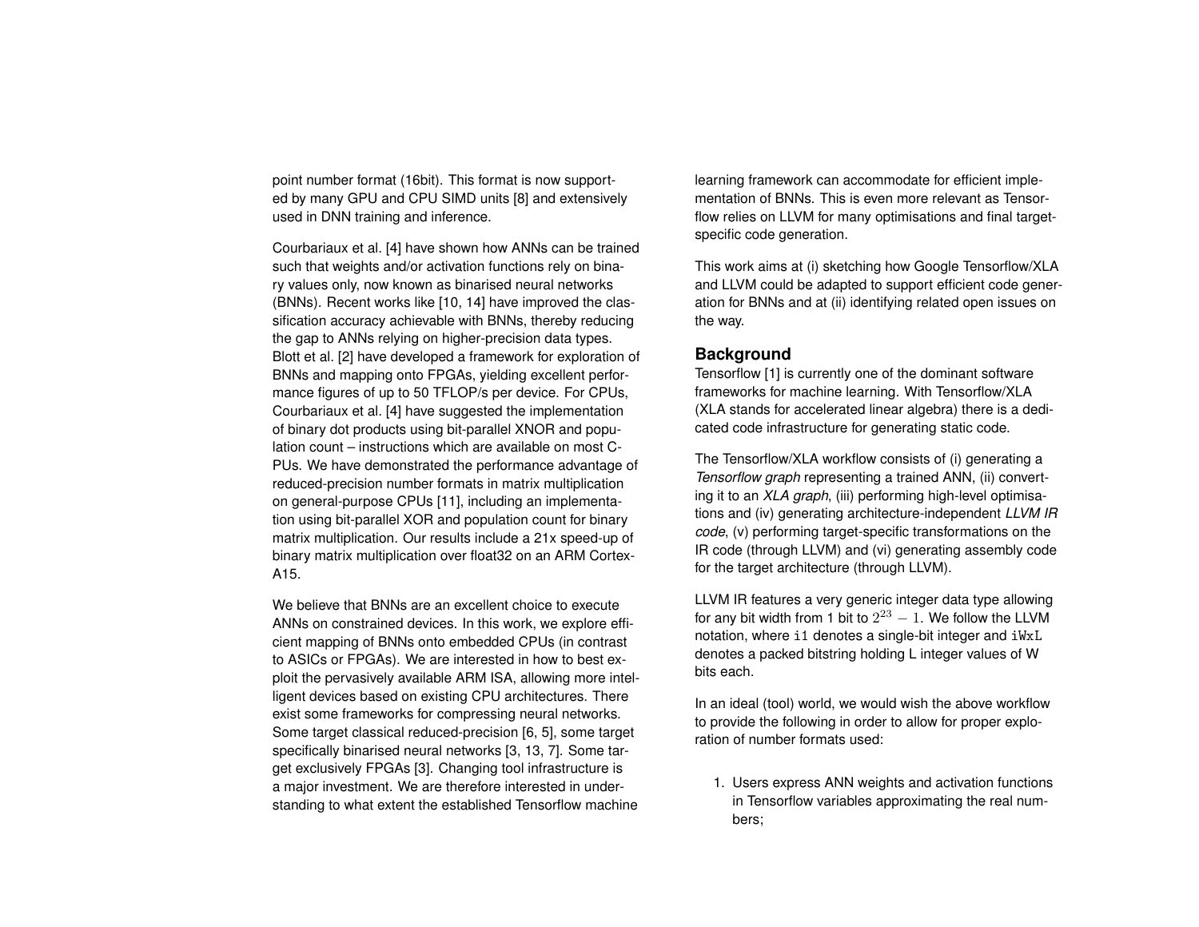point number format (16bit). This format is now supported by many GPU and CPU SIMD units [8] and extensively used in DNN training and inference.

Courbariaux et al. [4] have shown how ANNs can be trained such that weights and/or activation functions rely on binary values only, now known as binarised neural networks (BNNs). Recent works like [10, 14] have improved the classification accuracy achievable with BNNs, thereby reducing the gap to ANNs relying on higher-precision data types. Blott et al. [2] have developed a framework for exploration of BNNs and mapping onto FPGAs, yielding excellent performance figures of up to 50 TFLOP/s per device. For CPUs, Courbariaux et al. [4] have suggested the implementation of binary dot products using bit-parallel XNOR and population count – instructions which are available on most CPUs. We have demonstrated the performance advantage of reduced-precision number formats in matrix multiplication on general-purpose CPUs [11], including an implementation using bit-parallel XOR and population count for binary matrix multiplication. Our results include a 21x speed-up of binary matrix multiplication over float32 on an ARM Cortex-A15.

We believe that BNNs are an excellent choice to execute ANNs on constrained devices. In this work, we explore efficient mapping of BNNs onto embedded CPUs (in contrast to ASICs or FPGAs). We are interested in how to best exploit the pervasively available ARM ISA, allowing more intelligent devices based on existing CPU architectures. There exist some frameworks for compressing neural networks. Some target classical reduced-precision [6, 5], some target specifically binarised neural networks [3, 13, 7]. Some target exclusively FPGAs [3]. Changing tool infrastructure is a major investment. We are therefore interested in understanding to what extent the established Tensorflow machine learning framework can accommodate for efficient implementation of BNNs. This is even more relevant as Tensorflow relies on LLVM for many optimisations and final target-specific code generation.

This work aims at (i) sketching how Google Tensorflow/XLA and LLVM could be adapted to support efficient code generation for BNNs and at (ii) identifying related open issues on the way.

## Background

Tensorflow [1] is currently one of the dominant software frameworks for machine learning. With Tensorflow/XLA (XLA stands for accelerated linear algebra) there is a dedicated code infrastructure for generating static code.

The Tensorflow/XLA workflow consists of (i) generating a *Tensorflow graph* representing a trained ANN, (ii) converting it to an *XLA graph*, (iii) performing high-level optimisations and (iv) generating architecture-independent *LLVM IR code*, (v) performing target-specific transformations on the IR code (through LLVM) and (vi) generating assembly code for the target architecture (through LLVM).

LLVM IR features a very generic integer data type allowing for any bit width from 1 bit to $2^{23} - 1$. We follow the LLVM notation, where `i1` denotes a single-bit integer and `iWxL` denotes a packed bitstring holding L integer values of W bits each.

In an ideal (tool) world, we would wish the above workflow to provide the following in order to allow for proper exploration of number formats used:

1. Users express ANN weights and activation functions in Tensorflow variables approximating the real numbers;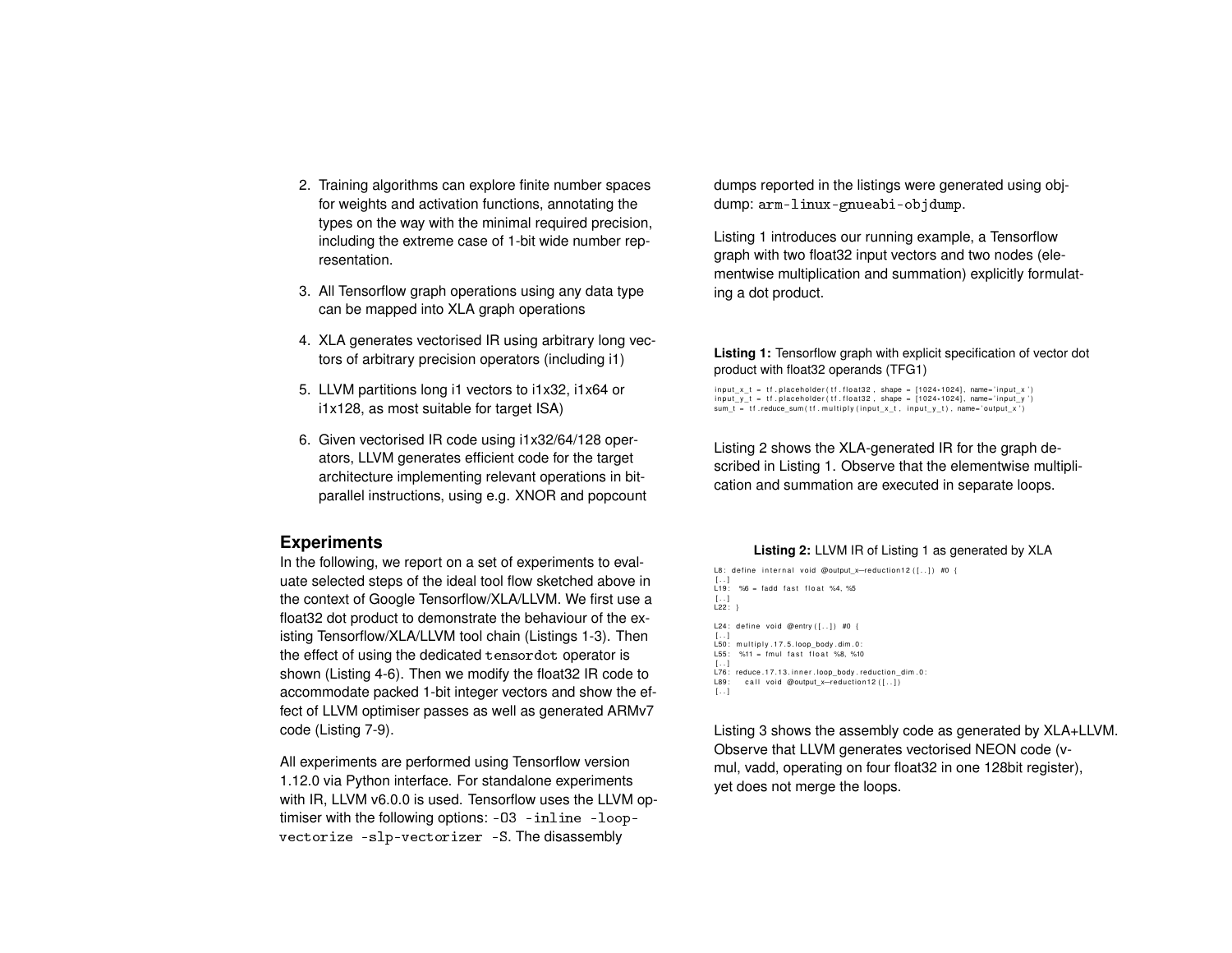2. Training algorithms can explore finite number spaces for weights and activation functions, annotating the types on the way with the minimal required precision, including the extreme case of 1-bit wide number representation.
3. All Tensorflow graph operations using any data type can be mapped into XLA graph operations
4. XLA generates vectorised IR using arbitrary long vectors of arbitrary precision operators (including i1)
5. LLVM partitions long i1 vectors to i1x32, i1x64 or i1x128, as most suitable for target ISA)
6. Given vectorised IR code using i1x32/64/128 operators, LLVM generates efficient code for the target architecture implementing relevant operations in bit-parallel instructions, using e.g. XNOR and popcount

## Experiments

In the following, we report on a set of experiments to evaluate selected steps of the ideal tool flow sketched above in the context of Google Tensorflow/XLA/LLVM. We first use a float32 dot product to demonstrate the behaviour of the existing Tensorflow/XLA/LLVM tool chain (Listings 1-3). Then the effect of using the dedicated `tensordot` operator is shown (Listing 4-6). Then we modify the float32 IR code to accommodate packed 1-bit integer vectors and show the effect of LLVM optimiser passes as well as generated ARMv7 code (Listing 7-9).

All experiments are performed using Tensorflow version 1.12.0 via Python interface. For standalone experiments with IR, LLVM v6.0.0 is used. Tensorflow uses the LLVM optimiser with the following options: `-O3 -inline -loop-vectorize -slp-vectorizer -S`. The disassembly dumps reported in the listings were generated using objdump: `arm-linux-gnueabi-objdump`.

Listing 1 introduces our running example, a Tensorflow graph with two float32 input vectors and two nodes (elementwise multiplication and summation) explicitly formulating a dot product.

**Listing 1:** Tensorflow graph with explicit specification of vector dot product with float32 operands (TFG1)

```
input_x_t = tf.placeholder(tf.float32, shape = [1024*1024], name='input_x')
input_y_t = tf.placeholder(tf.float32, shape = [1024*1024], name='input_y')
sum_t = tf.reduce_sum(tf.multiply(input_x_t, input_y_t), name='output_x')
```

Listing 2 shows the XLA-generated IR for the graph described in Listing 1. Observe that the elementwise multiplication and summation are executed in separate loops.

**Listing 2:** LLVM IR of Listing 1 as generated by XLA

```
L8: define internal void @output_x—reduction12([..]) #0 {
[..]
L19:  %6 = fadd fast float %4, %5
[..]
L22: }

L24: define void @entry([..]) #0 {
[..]
L50: multiply.17.5.loop_body.dim.0:
L55:  %11 = fmul fast float %8, %10
[..]
L76: reduce.17.13.inner.loop_body.reduction_dim.0:
L89:    call void @output_x—reduction12([..])
[..]
```

Listing 3 shows the assembly code as generated by XLA+LLVM. Observe that LLVM generates vectorised NEON code (vmul, vadd, operating on four float32 in one 128bit register), yet does not merge the loops.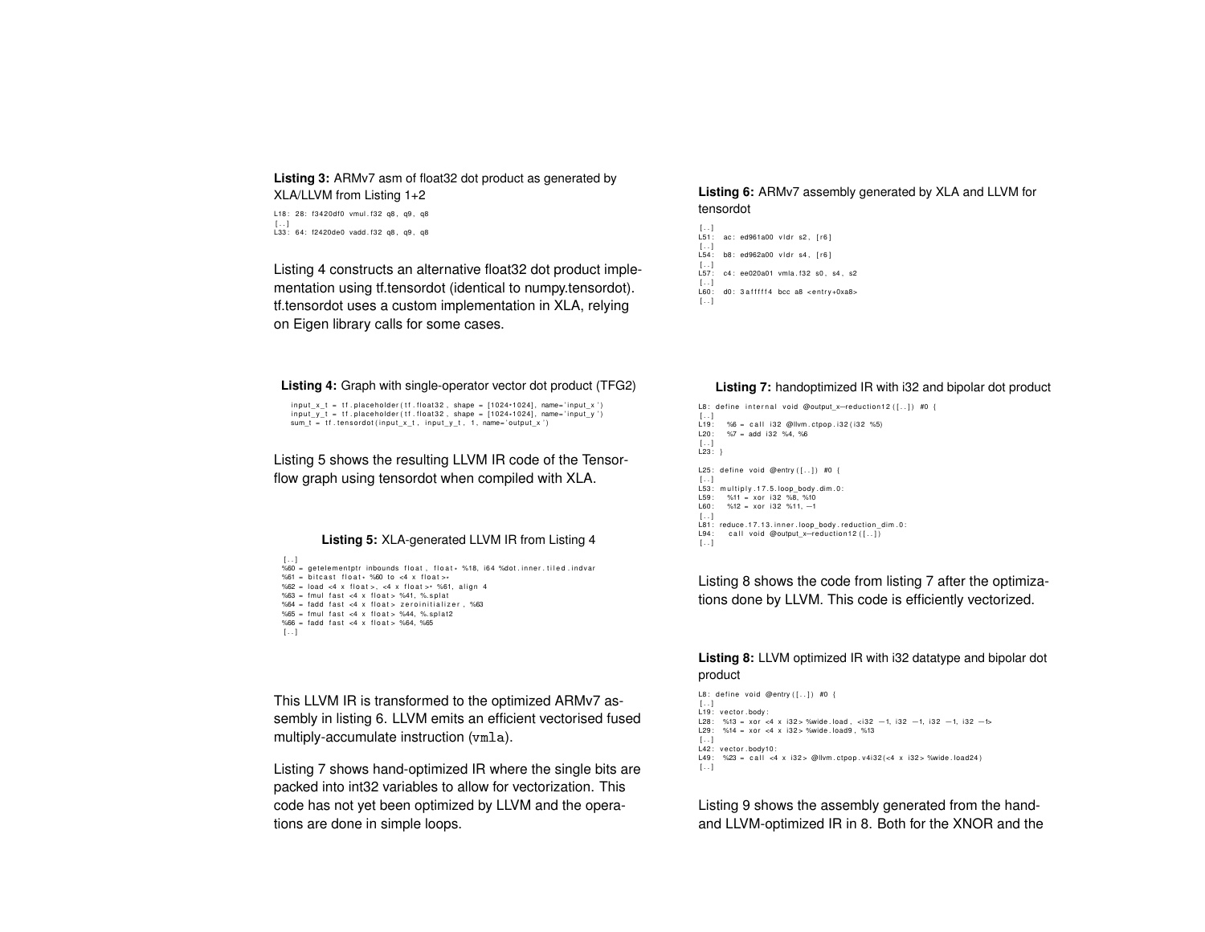**Listing 3:** ARMv7 asm of float32 dot product as generated by XLA/LLVM from Listing 1+2

```
L18: 28: f3420df0 vmul.f32 q8, q9, q8
[..]
L33: 64: f2420de0 vadd.f32 q8, q9, q8
```

Listing 4 constructs an alternative float32 dot product implementation using tf.tensordot (identical to numpy.tensordot). tf.tensordot uses a custom implementation in XLA, relying on Eigen library calls for some cases.

**Listing 4:** Graph with single-operator vector dot product (TFG2)

```
input_x_t = tf.placeholder(tf.float32, shape = [1024*1024], name='input_x')
input_y_t = tf.placeholder(tf.float32, shape = [1024*1024], name='input_y')
sum_t = tf.tensordot(input_x_t, input_y_t, 1, name='output_x')
```

Listing 5 shows the resulting LLVM IR code of the Tensorflow graph using tensordot when compiled with XLA.

**Listing 5:** XLA-generated LLVM IR from Listing 4

```
[..]
%60 = getelementptr inbounds float, float* %18, i64 %dot.inner.tiled.indvar
%61 = bitcast float* %60 to <4 x float>*
%62 = load <4 x float>, <4 x float>* %61, align 4
%63 = fmul fast <4 x float> %41, %.splat
%64 = fadd fast <4 x float> zeroinitializer, %63
%65 = fmul fast <4 x float> %44, %.splat2
%66 = fadd fast <4 x float> %64, %65
[..]
```

This LLVM IR is transformed to the optimized ARMv7 assembly in listing 6. LLVM emits an efficient vectorised fused multiply-accumulate instruction (`vmla`).

Listing 7 shows hand-optimized IR where the single bits are packed into int32 variables to allow for vectorization. This code has not yet been optimized by LLVM and the operations are done in simple loops.

**Listing 6:** ARMv7 assembly generated by XLA and LLVM for tensordot

```
[..]
L51:  ac: ed961a00 vldr s2, [r6]
[..]
L54:  b8: ed962a00 vldr s4, [r6]
[..]
L57:  c4: ee020a01 vmla.f32 s0, s4, s2
[..]
L60:  d0: 3afffff4 bcc a8 <entry+0xa8>
[..]
```

**Listing 7:** handoptimized IR with i32 and bipolar dot product

```
L8: define internal void @output_x—reduction12([..]) #0 {
[..]
L19:   %6 = call i32 @llvm.ctpop.i32(i32 %5)
L20:   %7 = add i32 %4, %6
[..]
L23: }

L25: define void @entry([..]) #0 {
[..]
L53: multiply.17.5.loop_body.dim.0:
L59:   %11 = xor i32 %8, %10
L60:   %12 = xor i32 %11, —1
[..]
L81: reduce.17.13.inner.loop_body.reduction_dim.0:
L94:    call void @output_x—reduction12([..])
[..]
```

Listing 8 shows the code from listing 7 after the optimizations done by LLVM. This code is efficiently vectorized.

**Listing 8:** LLVM optimized IR with i32 datatype and bipolar dot product

```
L8: define void @entry([..]) #0 {
[..]
L19: vector.body:
L28:  %13 = xor <4 x i32> %wide.load, <i32 —1, i32 —1, i32 —1, i32 —1>
L29:  %14 = xor <4 x i32> %wide.load9, %13
[..]
L42: vector.body10:
L49:  %23 = call <4 x i32> @llvm.ctpop.v4i32(<4 x i32> %wide.load24)
[..]
```

Listing 9 shows the assembly generated from the hand- and LLVM-optimized IR in 8. Both for the XNOR and the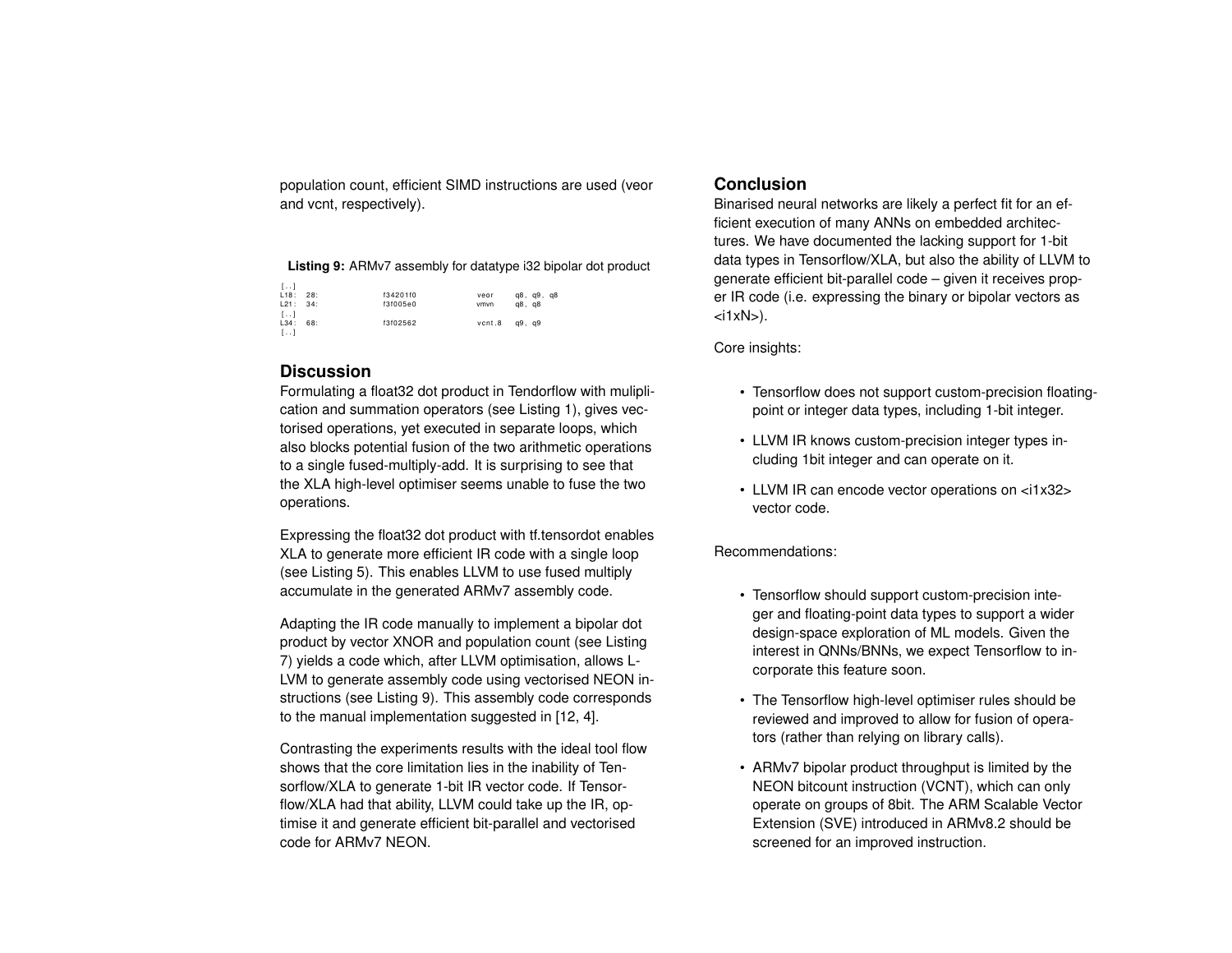population count, efficient SIMD instructions are used (veor and vcnt, respectively).

**Listing 9:** ARMv7 assembly for datatype i32 bipolar dot product

```
[..]
L18:  28:        f34201f0        veor    q8, q9, q8
L21:  34:        f3f005e0        vmvn    q8, q8
[..]
L34:  68:        f3f02562        vcnt.8  q9, q9
[..]
```

## Discussion

Formulating a float32 dot product in Tendorflow with muliplication and summation operators (see Listing 1), gives vectorised operations, yet executed in separate loops, which also blocks potential fusion of the two arithmetic operations to a single fused-multiply-add. It is surprising to see that the XLA high-level optimiser seems unable to fuse the two operations.

Expressing the float32 dot product with tf.tensordot enables XLA to generate more efficient IR code with a single loop (see Listing 5). This enables LLVM to use fused multiply accumulate in the generated ARMv7 assembly code.

Adapting the IR code manually to implement a bipolar dot product by vector XNOR and population count (see Listing 7) yields a code which, after LLVM optimisation, allows LLVM to generate assembly code using vectorised NEON instructions (see Listing 9). This assembly code corresponds to the manual implementation suggested in [12, 4].

Contrasting the experiments results with the ideal tool flow shows that the core limitation lies in the inability of Tensorflow/XLA to generate 1-bit IR vector code. If Tensorflow/XLA had that ability, LLVM could take up the IR, optimise it and generate efficient bit-parallel and vectorised code for ARMv7 NEON.

## Conclusion

Binarised neural networks are likely a perfect fit for an efficient execution of many ANNs on embedded architectures. We have documented the lacking support for 1-bit data types in Tensorflow/XLA, but also the ability of LLVM to generate efficient bit-parallel code – given it receives proper IR code (i.e. expressing the binary or bipolar vectors as <i1xN>).

Core insights:

- Tensorflow does not support custom-precision floating-point or integer data types, including 1-bit integer.
- LLVM IR knows custom-precision integer types including 1bit integer and can operate on it.
- LLVM IR can encode vector operations on <i1x32> vector code.

Recommendations:

- Tensorflow should support custom-precision integer and floating-point data types to support a wider design-space exploration of ML models. Given the interest in QNNs/BNNs, we expect Tensorflow to incorporate this feature soon.
- The Tensorflow high-level optimiser rules should be reviewed and improved to allow for fusion of operators (rather than relying on library calls).
- ARMv7 bipolar product throughput is limited by the NEON bitcount instruction (VCNT), which can only operate on groups of 8bit. The ARM Scalable Vector Extension (SVE) introduced in ARMv8.2 should be screened for an improved instruction.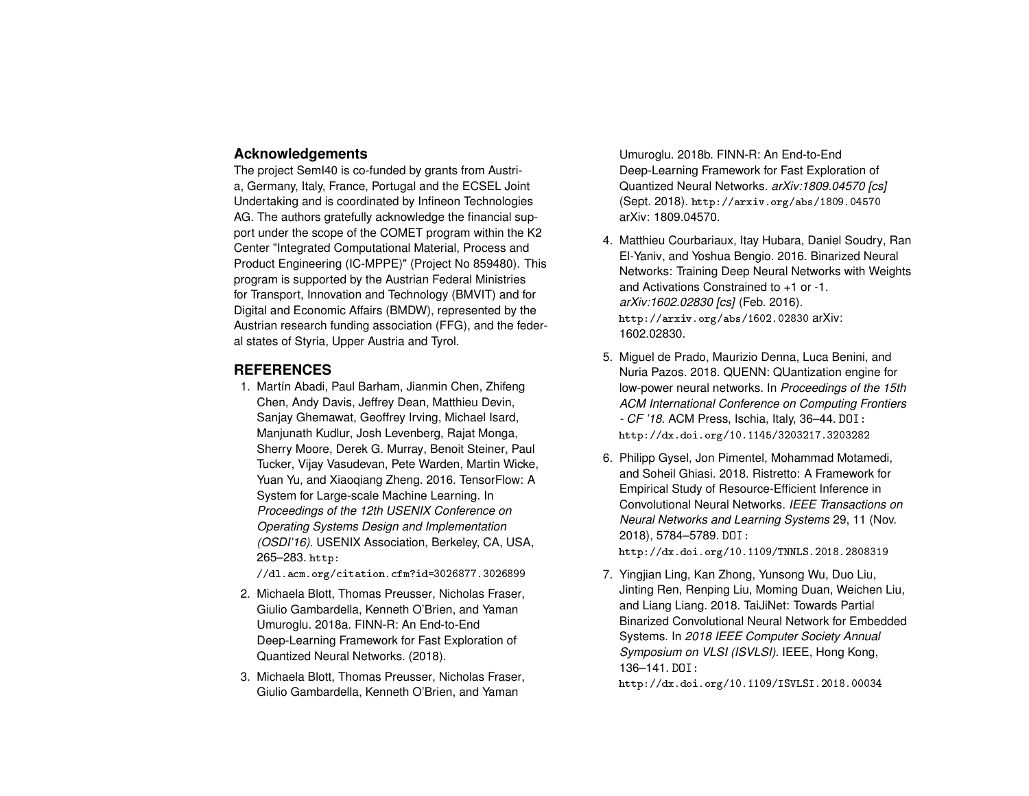## Acknowledgements

The project SemI40 is co-funded by grants from Austria, Germany, Italy, France, Portugal and the ECSEL Joint Undertaking and is coordinated by Infineon Technologies AG. The authors gratefully acknowledge the financial support under the scope of the COMET program within the K2 Center "Integrated Computational Material, Process and Product Engineering (IC-MPPE)" (Project No 859480). This program is supported by the Austrian Federal Ministries for Transport, Innovation and Technology (BMVIT) and for Digital and Economic Affairs (BMDW), represented by the Austrian research funding association (FFG), and the federal states of Styria, Upper Austria and Tyrol.

## REFERENCES

1. Martín Abadi, Paul Barham, Jianmin Chen, Zhifeng Chen, Andy Davis, Jeffrey Dean, Matthieu Devin, Sanjay Ghemawat, Geoffrey Irving, Michael Isard, Manjunath Kudlur, Josh Levenberg, Rajat Monga, Sherry Moore, Derek G. Murray, Benoit Steiner, Paul Tucker, Vijay Vasudevan, Pete Warden, Martin Wicke, Yuan Yu, and Xiaoqiang Zheng. 2016. TensorFlow: A System for Large-scale Machine Learning. In *Proceedings of the 12th USENIX Conference on Operating Systems Design and Implementation (OSDI'16)*. USENIX Association, Berkeley, CA, USA, 265–283. http://dl.acm.org/citation.cfm?id=3026877.3026899
2. Michaela Blott, Thomas Preusser, Nicholas Fraser, Giulio Gambardella, Kenneth O'Brien, and Yaman Umuroglu. 2018a. FINN-R: An End-to-End Deep-Learning Framework for Fast Exploration of Quantized Neural Networks. (2018).
3. Michaela Blott, Thomas Preusser, Nicholas Fraser, Giulio Gambardella, Kenneth O'Brien, and Yaman Umuroglu. 2018b. FINN-R: An End-to-End Deep-Learning Framework for Fast Exploration of Quantized Neural Networks. *arXiv:1809.04570 [cs]* (Sept. 2018). http://arxiv.org/abs/1809.04570 arXiv: 1809.04570.
4. Matthieu Courbariaux, Itay Hubara, Daniel Soudry, Ran El-Yaniv, and Yoshua Bengio. 2016. Binarized Neural Networks: Training Deep Neural Networks with Weights and Activations Constrained to +1 or -1. *arXiv:1602.02830 [cs]* (Feb. 2016). http://arxiv.org/abs/1602.02830 arXiv: 1602.02830.
5. Miguel de Prado, Maurizio Denna, Luca Benini, and Nuria Pazos. 2018. QUENN: QUantization engine for low-power neural networks. In *Proceedings of the 15th ACM International Conference on Computing Frontiers - CF '18*. ACM Press, Ischia, Italy, 36–44. DOI: http://dx.doi.org/10.1145/3203217.3203282
6. Philipp Gysel, Jon Pimentel, Mohammad Motamedi, and Soheil Ghiasi. 2018. Ristretto: A Framework for Empirical Study of Resource-Efficient Inference in Convolutional Neural Networks. *IEEE Transactions on Neural Networks and Learning Systems* 29, 11 (Nov. 2018), 5784–5789. DOI: http://dx.doi.org/10.1109/TNNLS.2018.2808319
7. Yingjian Ling, Kan Zhong, Yunsong Wu, Duo Liu, Jinting Ren, Renping Liu, Moming Duan, Weichen Liu, and Liang Liang. 2018. TaiJiNet: Towards Partial Binarized Convolutional Neural Network for Embedded Systems. In *2018 IEEE Computer Society Annual Symposium on VLSI (ISVLSI)*. IEEE, Hong Kong, 136–141. DOI: http://dx.doi.org/10.1109/ISVLSI.2018.00034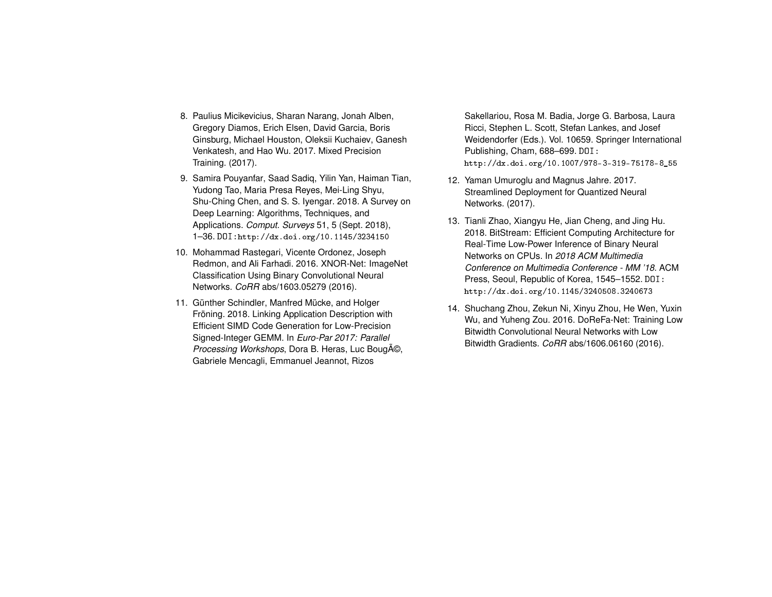8. Paulius Micikevicius, Sharan Narang, Jonah Alben, Gregory Diamos, Erich Elsen, David Garcia, Boris Ginsburg, Michael Houston, Oleksii Kuchaiev, Ganesh Venkatesh, and Hao Wu. 2017. Mixed Precision Training. (2017).

9. Samira Pouyanfar, Saad Sadiq, Yilin Yan, Haiman Tian, Yudong Tao, Maria Presa Reyes, Mei-Ling Shyu, Shu-Ching Chen, and S. S. Iyengar. 2018. A Survey on Deep Learning: Algorithms, Techniques, and Applications. *Comput. Surveys* 51, 5 (Sept. 2018), 1–36. DOI: http://dx.doi.org/10.1145/3234150

10. Mohammad Rastegari, Vicente Ordonez, Joseph Redmon, and Ali Farhadi. 2016. XNOR-Net: ImageNet Classification Using Binary Convolutional Neural Networks. *CoRR* abs/1603.05279 (2016).

11. Günther Schindler, Manfred Mücke, and Holger Fröning. 2018. Linking Application Description with Efficient SIMD Code Generation for Low-Precision Signed-Integer GEMM. In *Euro-Par 2017: Parallel Processing Workshops*, Dora B. Heras, Luc BougÃ©, Gabriele Mencagli, Emmanuel Jeannot, Rizos Sakellariou, Rosa M. Badia, Jorge G. Barbosa, Laura Ricci, Stephen L. Scott, Stefan Lankes, and Josef Weidendorfer (Eds.). Vol. 10659. Springer International Publishing, Cham, 688–699. DOI: http://dx.doi.org/10.1007/978-3-319-75178-8_55

12. Yaman Umuroglu and Magnus Jahre. 2017. Streamlined Deployment for Quantized Neural Networks. (2017).

13. Tianli Zhao, Xiangyu He, Jian Cheng, and Jing Hu. 2018. BitStream: Efficient Computing Architecture for Real-Time Low-Power Inference of Binary Neural Networks on CPUs. In *2018 ACM Multimedia Conference on Multimedia Conference - MM '18*. ACM Press, Seoul, Republic of Korea, 1545–1552. DOI: http://dx.doi.org/10.1145/3240508.3240673

14. Shuchang Zhou, Zekun Ni, Xinyu Zhou, He Wen, Yuxin Wu, and Yuheng Zou. 2016. DoReFa-Net: Training Low Bitwidth Convolutional Neural Networks with Low Bitwidth Gradients. *CoRR* abs/1606.06160 (2016).